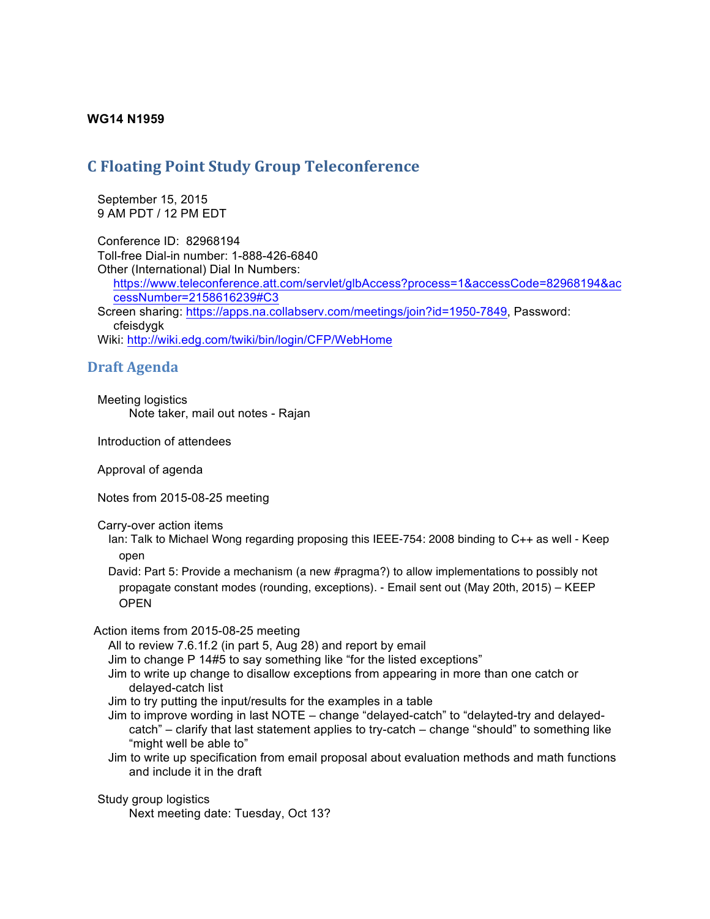**WG14 N1959**

# C Floating Point Study Group Teleconference

September 15, 2015
9 AM PDT / 12 PM EDT

Conference ID: 82968194
Toll-free Dial-in number: 1-888-426-6840
Other (International) Dial In Numbers:
https://www.teleconference.att.com/servlet/glbAccess?process=1&accessCode=82968194&accessNumber=2158616239#C3
Screen sharing: https://apps.na.collabserv.com/meetings/join?id=1950-7849, Password: cfeisdygk
Wiki: http://wiki.edg.com/twiki/bin/login/CFP/WebHome

## Draft Agenda

Meeting logistics
- Note taker, mail out notes - Rajan

Introduction of attendees

Approval of agenda

Notes from 2015-08-25 meeting

Carry-over action items
- Ian: Talk to Michael Wong regarding proposing this IEEE-754: 2008 binding to C++ as well - Keep open
- David: Part 5: Provide a mechanism (a new #pragma?) to allow implementations to possibly not propagate constant modes (rounding, exceptions). - Email sent out (May 20th, 2015) – KEEP OPEN

Action items from 2015-08-25 meeting
- All to review 7.6.1f.2 (in part 5, Aug 28) and report by email
- Jim to change P 14#5 to say something like "for the listed exceptions"
- Jim to write up change to disallow exceptions from appearing in more than one catch or delayed-catch list
- Jim to try putting the input/results for the examples in a table
- Jim to improve wording in last NOTE – change "delayed-catch" to "delayted-try and delayed-catch" – clarify that last statement applies to try-catch – change "should" to something like "might well be able to"
- Jim to write up specification from email proposal about evaluation methods and math functions and include it in the draft

Study group logistics
- Next meeting date: Tuesday, Oct 13?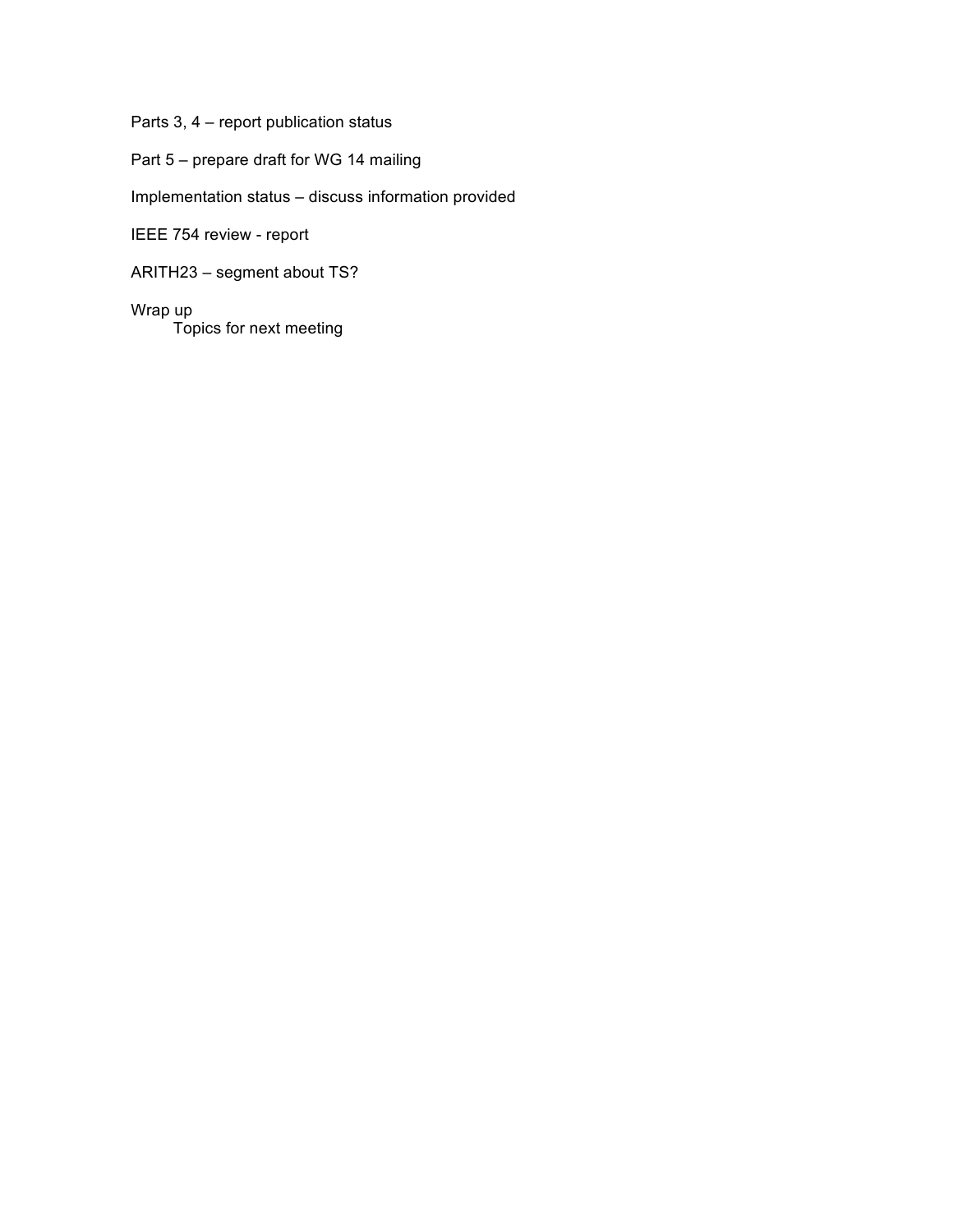Parts 3, 4 – report publication status

Part 5 – prepare draft for WG 14 mailing

Implementation status – discuss information provided

IEEE 754 review - report

ARITH23 – segment about TS?

Wrap up

- Topics for next meeting